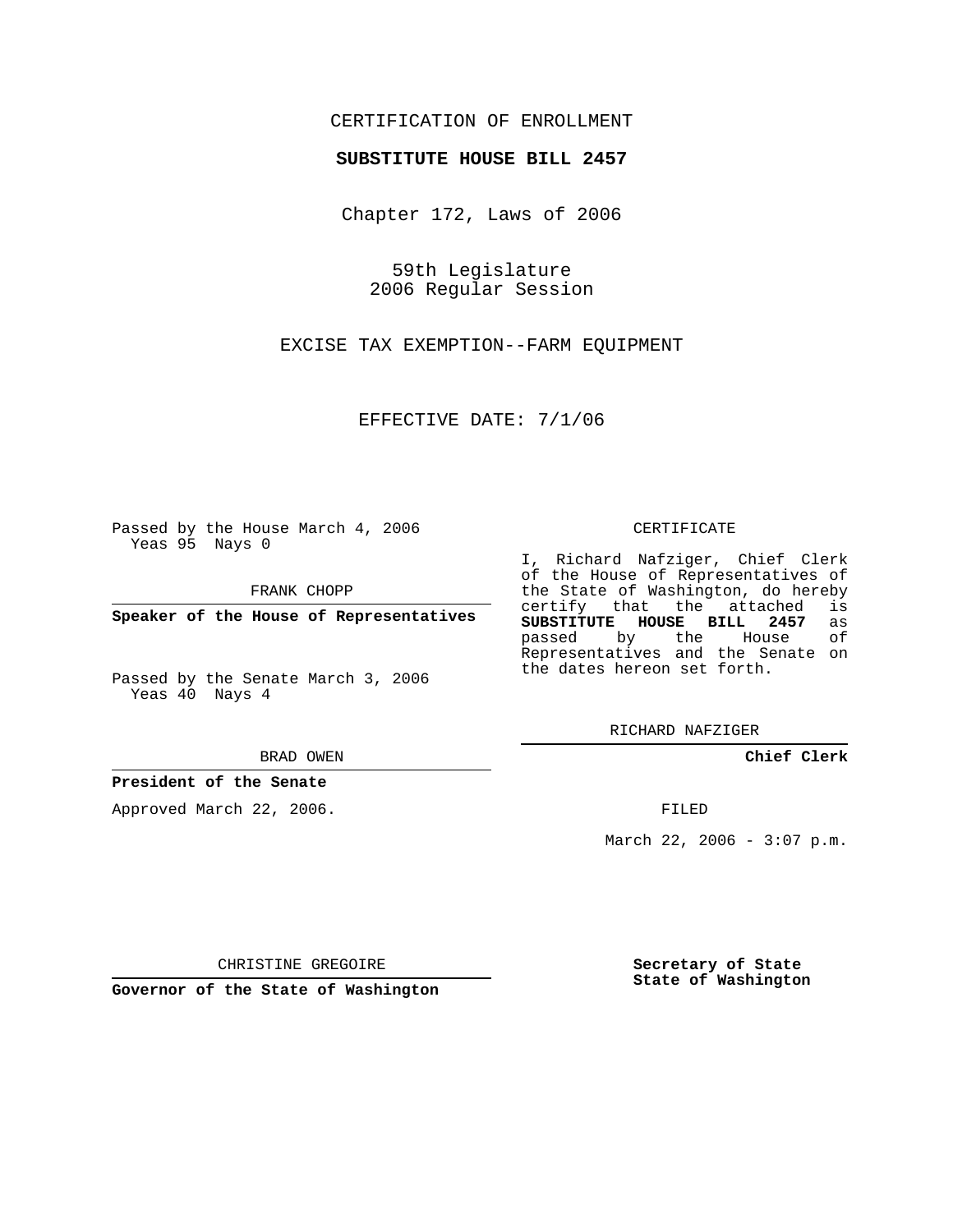CERTIFICATION OF ENROLLMENT

**SUBSTITUTE HOUSE BILL 2457**

Chapter 172, Laws of 2006

59th Legislature
2006 Regular Session

EXCISE TAX EXEMPTION--FARM EQUIPMENT

EFFECTIVE DATE: 7/1/06

Passed by the House March 4, 2006
Yeas 95 Nays 0

FRANK CHOPP

**Speaker of the House of Representatives**

Passed by the Senate March 3, 2006
Yeas 40 Nays 4

BRAD OWEN

**President of the Senate**

Approved March 22, 2006.

CHRISTINE GREGOIRE

**Governor of the State of Washington**

CERTIFICATE

I, Richard Nafziger, Chief Clerk of the House of Representatives of the State of Washington, do hereby certify that the attached is **SUBSTITUTE HOUSE BILL 2457** as passed by the House of Representatives and the Senate on the dates hereon set forth.

RICHARD NAFZIGER

**Chief Clerk**

FILED

March 22, 2006 - 3:07 p.m.

**Secretary of State**
**State of Washington**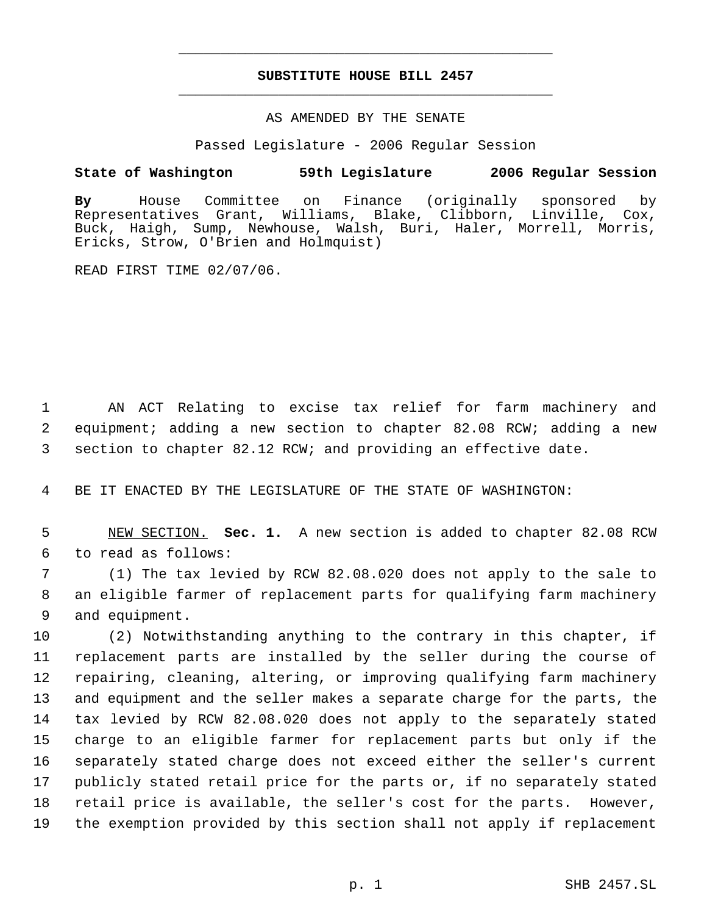# SUBSTITUTE HOUSE BILL 2457

AS AMENDED BY THE SENATE

Passed Legislature - 2006 Regular Session

**State of Washington 59th Legislature 2006 Regular Session**

**By** House Committee on Finance (originally sponsored by Representatives Grant, Williams, Blake, Clibborn, Linville, Cox, Buck, Haigh, Sump, Newhouse, Walsh, Buri, Haler, Morrell, Morris, Ericks, Strow, O'Brien and Holmquist)

READ FIRST TIME 02/07/06.

1 AN ACT Relating to excise tax relief for farm machinery and
2 equipment; adding a new section to chapter 82.08 RCW; adding a new
3 section to chapter 82.12 RCW; and providing an effective date.

4 BE IT ENACTED BY THE LEGISLATURE OF THE STATE OF WASHINGTON:

5 NEW SECTION. **Sec. 1.** A new section is added to chapter 82.08 RCW
6 to read as follows:

7 (1) The tax levied by RCW 82.08.020 does not apply to the sale to
8 an eligible farmer of replacement parts for qualifying farm machinery
9 and equipment.

10 (2) Notwithstanding anything to the contrary in this chapter, if
11 replacement parts are installed by the seller during the course of
12 repairing, cleaning, altering, or improving qualifying farm machinery
13 and equipment and the seller makes a separate charge for the parts, the
14 tax levied by RCW 82.08.020 does not apply to the separately stated
15 charge to an eligible farmer for replacement parts but only if the
16 separately stated charge does not exceed either the seller's current
17 publicly stated retail price for the parts or, if no separately stated
18 retail price is available, the seller's cost for the parts. However,
19 the exemption provided by this section shall not apply if replacement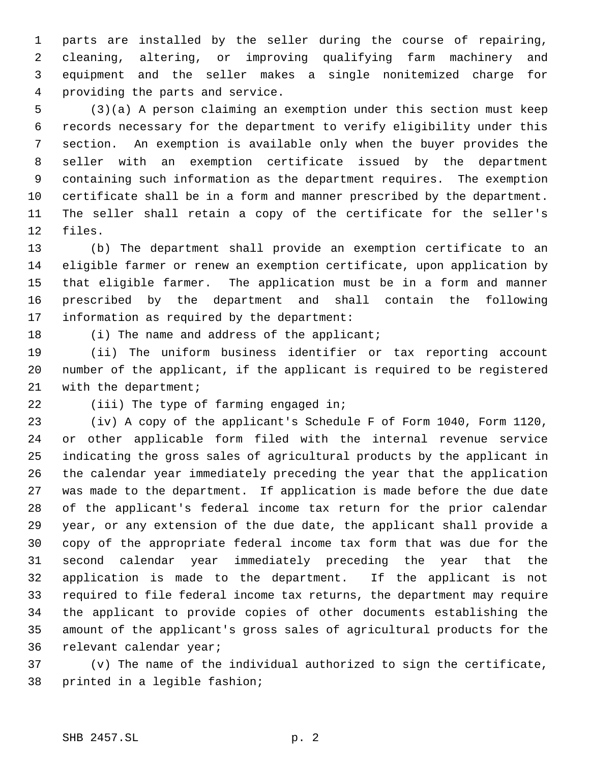parts are installed by the seller during the course of repairing, cleaning, altering, or improving qualifying farm machinery and equipment and the seller makes a single nonitemized charge for providing the parts and service.

(3)(a) A person claiming an exemption under this section must keep records necessary for the department to verify eligibility under this section. An exemption is available only when the buyer provides the seller with an exemption certificate issued by the department containing such information as the department requires. The exemption certificate shall be in a form and manner prescribed by the department. The seller shall retain a copy of the certificate for the seller's files.

(b) The department shall provide an exemption certificate to an eligible farmer or renew an exemption certificate, upon application by that eligible farmer. The application must be in a form and manner prescribed by the department and shall contain the following information as required by the department:

(i) The name and address of the applicant;

(ii) The uniform business identifier or tax reporting account number of the applicant, if the applicant is required to be registered with the department;

(iii) The type of farming engaged in;

(iv) A copy of the applicant's Schedule F of Form 1040, Form 1120, or other applicable form filed with the internal revenue service indicating the gross sales of agricultural products by the applicant in the calendar year immediately preceding the year that the application was made to the department. If application is made before the due date of the applicant's federal income tax return for the prior calendar year, or any extension of the due date, the applicant shall provide a copy of the appropriate federal income tax form that was due for the second calendar year immediately preceding the year that the application is made to the department. If the applicant is not required to file federal income tax returns, the department may require the applicant to provide copies of other documents establishing the amount of the applicant's gross sales of agricultural products for the relevant calendar year;

(v) The name of the individual authorized to sign the certificate, printed in a legible fashion;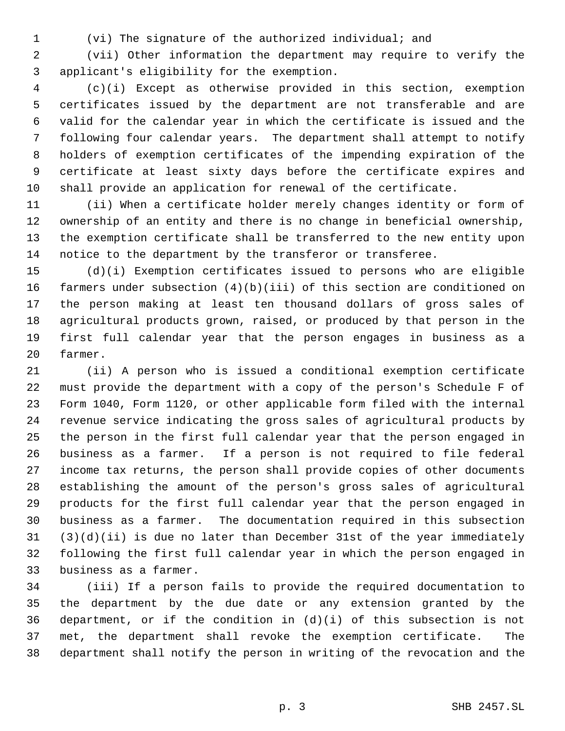(vi) The signature of the authorized individual; and

(vii) Other information the department may require to verify the applicant's eligibility for the exemption.

(c)(i) Except as otherwise provided in this section, exemption certificates issued by the department are not transferable and are valid for the calendar year in which the certificate is issued and the following four calendar years. The department shall attempt to notify holders of exemption certificates of the impending expiration of the certificate at least sixty days before the certificate expires and shall provide an application for renewal of the certificate.

(ii) When a certificate holder merely changes identity or form of ownership of an entity and there is no change in beneficial ownership, the exemption certificate shall be transferred to the new entity upon notice to the department by the transferor or transferee.

(d)(i) Exemption certificates issued to persons who are eligible farmers under subsection (4)(b)(iii) of this section are conditioned on the person making at least ten thousand dollars of gross sales of agricultural products grown, raised, or produced by that person in the first full calendar year that the person engages in business as a farmer.

(ii) A person who is issued a conditional exemption certificate must provide the department with a copy of the person's Schedule F of Form 1040, Form 1120, or other applicable form filed with the internal revenue service indicating the gross sales of agricultural products by the person in the first full calendar year that the person engaged in business as a farmer. If a person is not required to file federal income tax returns, the person shall provide copies of other documents establishing the amount of the person's gross sales of agricultural products for the first full calendar year that the person engaged in business as a farmer. The documentation required in this subsection (3)(d)(ii) is due no later than December 31st of the year immediately following the first full calendar year in which the person engaged in business as a farmer.

(iii) If a person fails to provide the required documentation to the department by the due date or any extension granted by the department, or if the condition in (d)(i) of this subsection is not met, the department shall revoke the exemption certificate. The department shall notify the person in writing of the revocation and the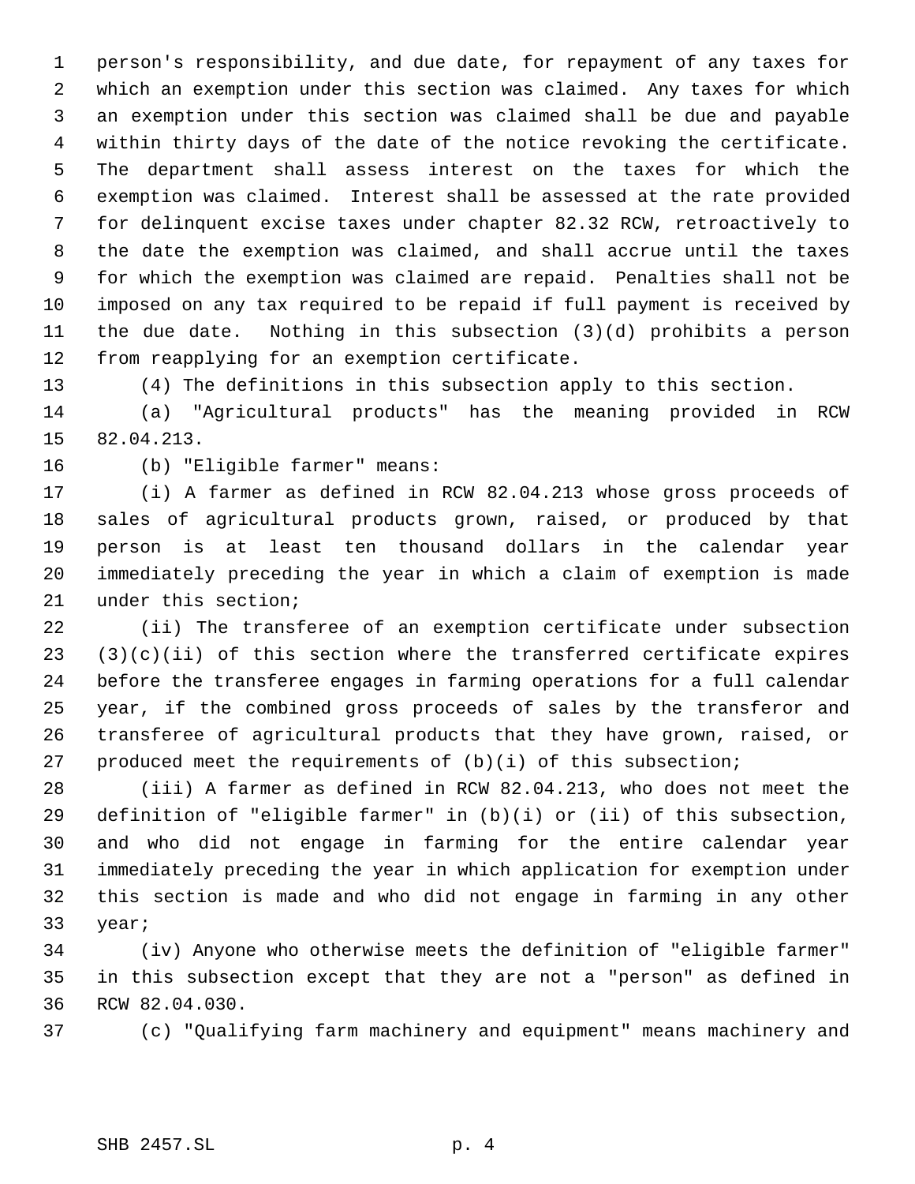person's responsibility, and due date, for repayment of any taxes for which an exemption under this section was claimed. Any taxes for which an exemption under this section was claimed shall be due and payable within thirty days of the date of the notice revoking the certificate. The department shall assess interest on the taxes for which the exemption was claimed. Interest shall be assessed at the rate provided for delinquent excise taxes under chapter 82.32 RCW, retroactively to the date the exemption was claimed, and shall accrue until the taxes for which the exemption was claimed are repaid. Penalties shall not be imposed on any tax required to be repaid if full payment is received by the due date. Nothing in this subsection (3)(d) prohibits a person from reapplying for an exemption certificate.

(4) The definitions in this subsection apply to this section.

(a) "Agricultural products" has the meaning provided in RCW 82.04.213.

(b) "Eligible farmer" means:

(i) A farmer as defined in RCW 82.04.213 whose gross proceeds of sales of agricultural products grown, raised, or produced by that person is at least ten thousand dollars in the calendar year immediately preceding the year in which a claim of exemption is made under this section;

(ii) The transferee of an exemption certificate under subsection (3)(c)(ii) of this section where the transferred certificate expires before the transferee engages in farming operations for a full calendar year, if the combined gross proceeds of sales by the transferor and transferee of agricultural products that they have grown, raised, or produced meet the requirements of (b)(i) of this subsection;

(iii) A farmer as defined in RCW 82.04.213, who does not meet the definition of "eligible farmer" in (b)(i) or (ii) of this subsection, and who did not engage in farming for the entire calendar year immediately preceding the year in which application for exemption under this section is made and who did not engage in farming in any other year;

(iv) Anyone who otherwise meets the definition of "eligible farmer" in this subsection except that they are not a "person" as defined in RCW 82.04.030.

(c) "Qualifying farm machinery and equipment" means machinery and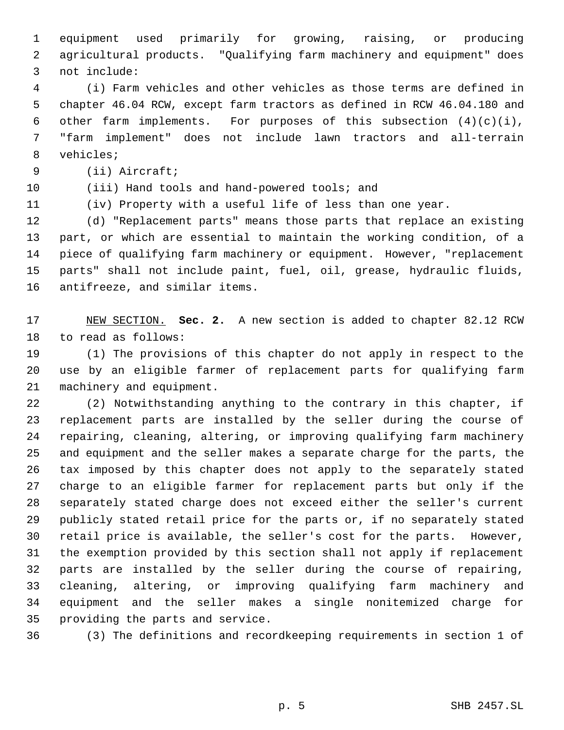equipment used primarily for growing, raising, or producing agricultural products. "Qualifying farm machinery and equipment" does not include:

(i) Farm vehicles and other vehicles as those terms are defined in chapter 46.04 RCW, except farm tractors as defined in RCW 46.04.180 and other farm implements. For purposes of this subsection (4)(c)(i), "farm implement" does not include lawn tractors and all-terrain vehicles;

(ii) Aircraft;

(iii) Hand tools and hand-powered tools; and

(iv) Property with a useful life of less than one year.

(d) "Replacement parts" means those parts that replace an existing part, or which are essential to maintain the working condition, of a piece of qualifying farm machinery or equipment. However, "replacement parts" shall not include paint, fuel, oil, grease, hydraulic fluids, antifreeze, and similar items.

NEW SECTION. **Sec. 2.** A new section is added to chapter 82.12 RCW to read as follows:

(1) The provisions of this chapter do not apply in respect to the use by an eligible farmer of replacement parts for qualifying farm machinery and equipment.

(2) Notwithstanding anything to the contrary in this chapter, if replacement parts are installed by the seller during the course of repairing, cleaning, altering, or improving qualifying farm machinery and equipment and the seller makes a separate charge for the parts, the tax imposed by this chapter does not apply to the separately stated charge to an eligible farmer for replacement parts but only if the separately stated charge does not exceed either the seller's current publicly stated retail price for the parts or, if no separately stated retail price is available, the seller's cost for the parts. However, the exemption provided by this section shall not apply if replacement parts are installed by the seller during the course of repairing, cleaning, altering, or improving qualifying farm machinery and equipment and the seller makes a single nonitemized charge for providing the parts and service.

(3) The definitions and recordkeeping requirements in section 1 of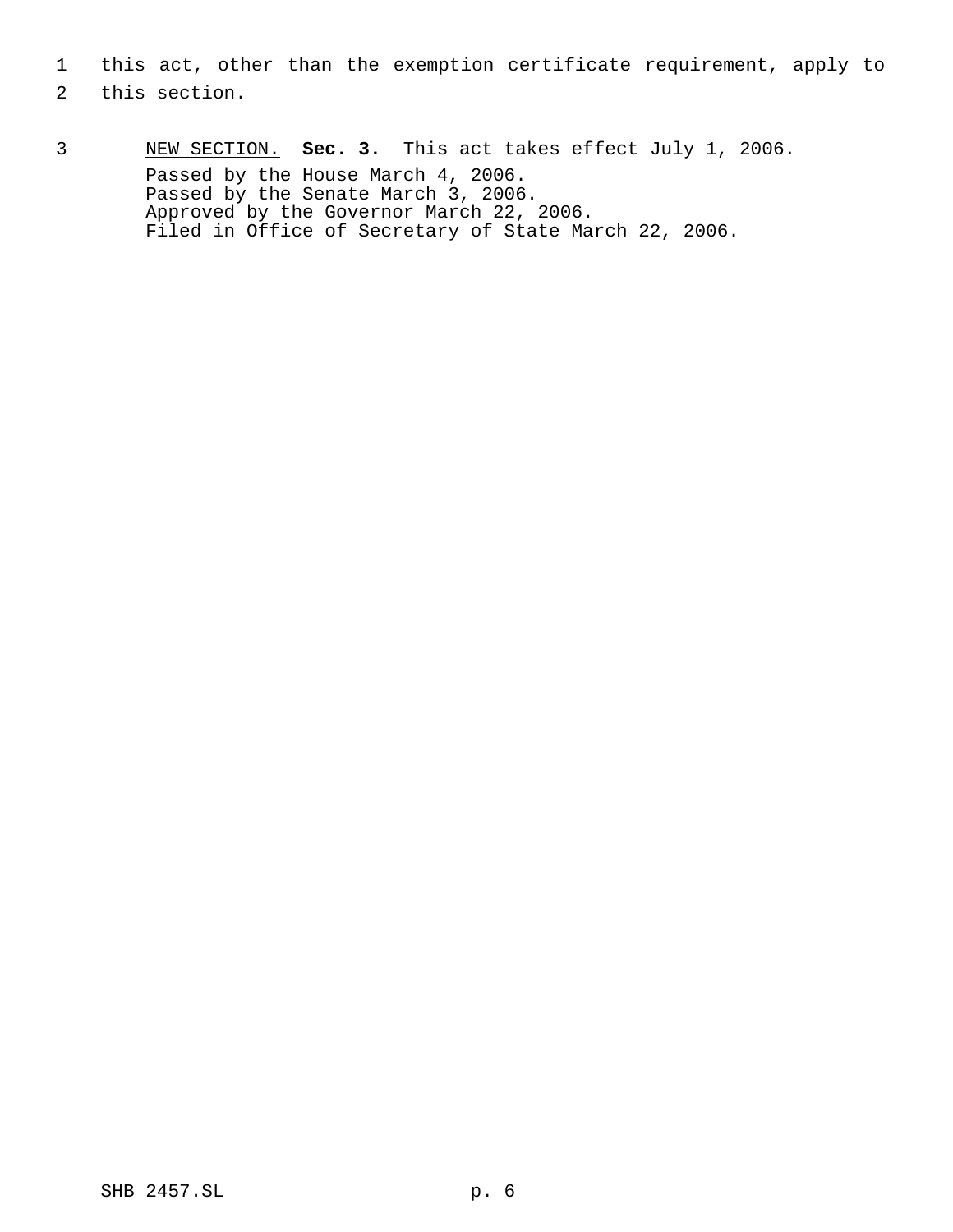this act, other than the exemption certificate requirement, apply to this section.

NEW SECTION. **Sec. 3.** This act takes effect July 1, 2006.

Passed by the House March 4, 2006.
Passed by the Senate March 3, 2006.
Approved by the Governor March 22, 2006.
Filed in Office of Secretary of State March 22, 2006.